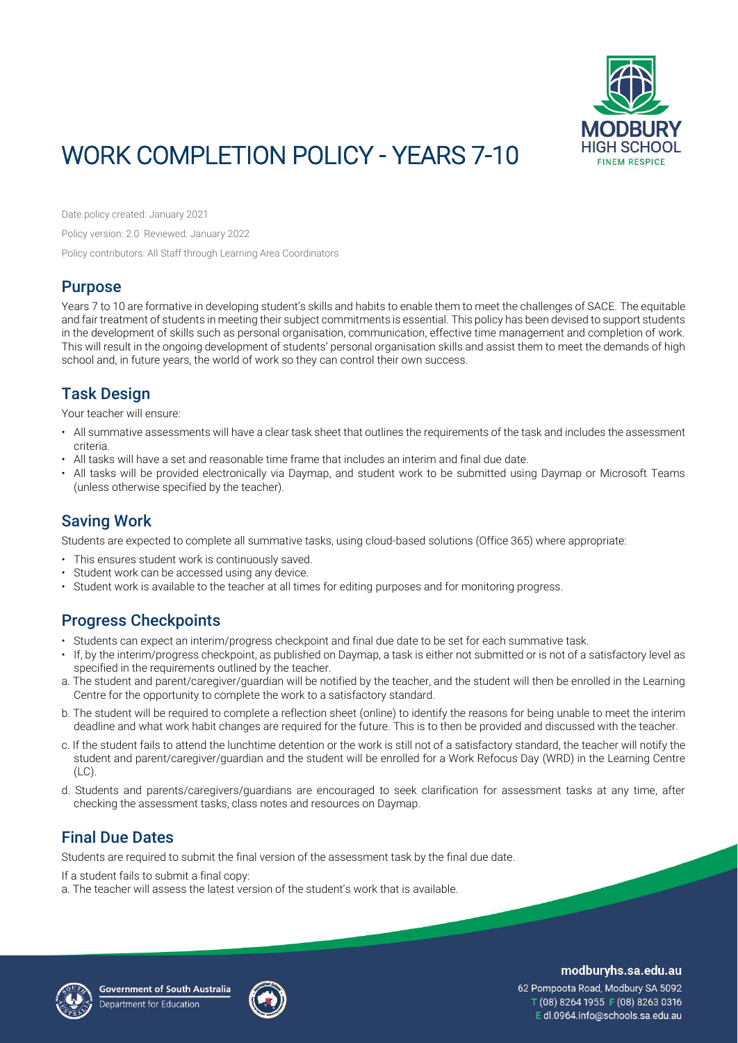# WORK COMPLETION POLICY - YEARS 7-10

Date policy created: January 2021

Policy version: 2.0 Reviewed: January 2022

Policy contributors: All Staff through Learning Area Coordinators

## Purpose

Years 7 to 10 are formative in developing student's skills and habits to enable them to meet the challenges of SACE. The equitable and fair treatment of students in meeting their subject commitments is essential. This policy has been devised to support students in the development of skills such as personal organisation, communication, effective time management and completion of work. This will result in the ongoing development of students' personal organisation skills and assist them to meet the demands of high school and, in future years, the world of work so they can control their own success.

## Task Design

Your teacher will ensure:

- All summative assessments will have a clear task sheet that outlines the requirements of the task and includes the assessment criteria.
- All tasks will have a set and reasonable time frame that includes an interim and final due date.
- All tasks will be provided electronically via Daymap, and student work to be submitted using Daymap or Microsoft Teams (unless otherwise specified by the teacher).

## Saving Work

Students are expected to complete all summative tasks, using cloud-based solutions (Office 365) where appropriate:

- This ensures student work is continuously saved.
- Student work can be accessed using any device.
- Student work is available to the teacher at all times for editing purposes and for monitoring progress.

## Progress Checkpoints

- Students can expect an interim/progress checkpoint and final due date to be set for each summative task.
- If, by the interim/progress checkpoint, as published on Daymap, a task is either not submitted or is not of a satisfactory level as specified in the requirements outlined by the teacher.

a. The student and parent/caregiver/guardian will be notified by the teacher, and the student will then be enrolled in the Learning Centre for the opportunity to complete the work to a satisfactory standard.

b. The student will be required to complete a reflection sheet (online) to identify the reasons for being unable to meet the interim deadline and what work habit changes are required for the future. This is to then be provided and discussed with the teacher.

c. If the student fails to attend the lunchtime detention or the work is still not of a satisfactory standard, the teacher will notify the student and parent/caregiver/guardian and the student will be enrolled for a Work Refocus Day (WRD) in the Learning Centre (LC).

d. Students and parents/caregivers/guardians are encouraged to seek clarification for assessment tasks at any time, after checking the assessment tasks, class notes and resources on Daymap.

## Final Due Dates

Students are required to submit the final version of the assessment task by the final due date.

If a student fails to submit a final copy:

a. The teacher will assess the latest version of the student's work that is available.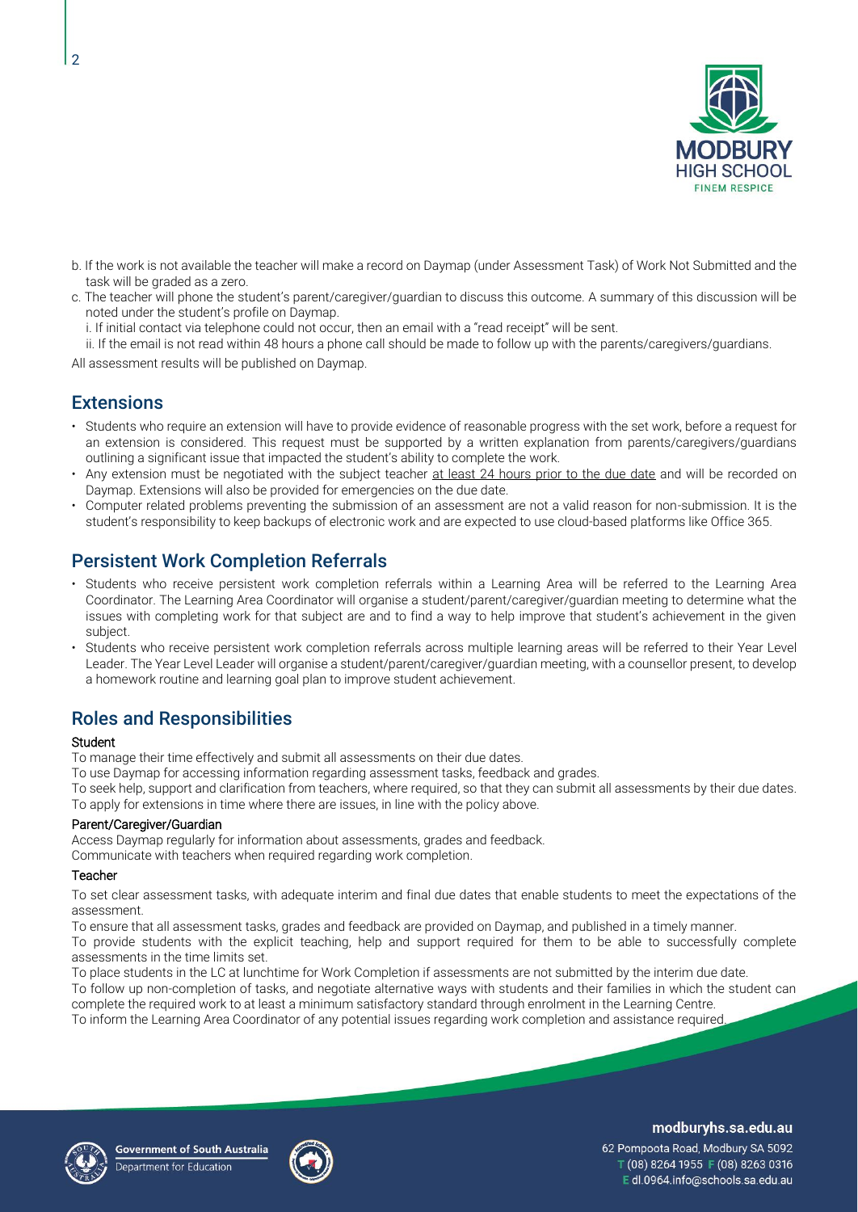b. If the work is not available the teacher will make a record on Daymap (under Assessment Task) of Work Not Submitted and the task will be graded as a zero.

c. The teacher will phone the student's parent/caregiver/guardian to discuss this outcome. A summary of this discussion will be noted under the student's profile on Daymap.

   i. If initial contact via telephone could not occur, then an email with a "read receipt" will be sent.

   ii. If the email is not read within 48 hours a phone call should be made to follow up with the parents/caregivers/guardians.

All assessment results will be published on Daymap.

## Extensions

- Students who require an extension will have to provide evidence of reasonable progress with the set work, before a request for an extension is considered. This request must be supported by a written explanation from parents/caregivers/guardians outlining a significant issue that impacted the student's ability to complete the work.
- Any extension must be negotiated with the subject teacher at least 24 hours prior to the due date and will be recorded on Daymap. Extensions will also be provided for emergencies on the due date.
- Computer related problems preventing the submission of an assessment are not a valid reason for non-submission. It is the student's responsibility to keep backups of electronic work and are expected to use cloud-based platforms like Office 365.

## Persistent Work Completion Referrals

- Students who receive persistent work completion referrals within a Learning Area will be referred to the Learning Area Coordinator. The Learning Area Coordinator will organise a student/parent/caregiver/guardian meeting to determine what the issues with completing work for that subject are and to find a way to help improve that student's achievement in the given subject.
- Students who receive persistent work completion referrals across multiple learning areas will be referred to their Year Level Leader. The Year Level Leader will organise a student/parent/caregiver/guardian meeting, with a counsellor present, to develop a homework routine and learning goal plan to improve student achievement.

## Roles and Responsibilities

### Student

To manage their time effectively and submit all assessments on their due dates.

To use Daymap for accessing information regarding assessment tasks, feedback and grades.

To seek help, support and clarification from teachers, where required, so that they can submit all assessments by their due dates.

To apply for extensions in time where there are issues, in line with the policy above.

### Parent/Caregiver/Guardian

Access Daymap regularly for information about assessments, grades and feedback.

Communicate with teachers when required regarding work completion.

### Teacher

To set clear assessment tasks, with adequate interim and final due dates that enable students to meet the expectations of the assessment.

To ensure that all assessment tasks, grades and feedback are provided on Daymap, and published in a timely manner.

To provide students with the explicit teaching, help and support required for them to be able to successfully complete assessments in the time limits set.

To place students in the LC at lunchtime for Work Completion if assessments are not submitted by the interim due date.

To follow up non-completion of tasks, and negotiate alternative ways with students and their families in which the student can complete the required work to at least a minimum satisfactory standard through enrolment in the Learning Centre.

To inform the Learning Area Coordinator of any potential issues regarding work completion and assistance required.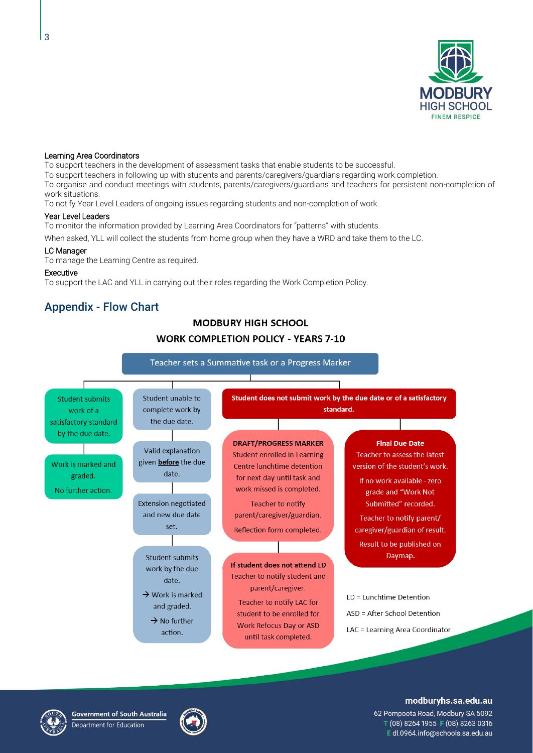#### Learning Area Coordinators

To support teachers in the development of assessment tasks that enable students to be successful.
To support teachers in following up with students and parents/caregivers/guardians regarding work completion.
To organise and conduct meetings with students, parents/caregivers/guardians and teachers for persistent non-completion of work situations.
To notify Year Level Leaders of ongoing issues regarding students and non-completion of work.

#### Year Level Leaders

To monitor the information provided by Learning Area Coordinators for "patterns" with students.

When asked, YLL will collect the students from home group when they have a WRD and take them to the LC.

#### LC Manager

To manage the Learning Centre as required.

#### Executive

To support the LAC and YLL in carrying out their roles regarding the Work Completion Policy.

## Appendix - Flow Chart

**MODBURY HIGH SCHOOL**

**WORK COMPLETION POLICY - YEARS 7-10**

Teacher sets a Summative task or a Progress Marker

Student submits work of a satisfactory standard by the due date.

Work is marked and graded.

No further action.

Student unable to complete work by the due date.

Valid explanation given **before** the due date.

Extension negotiated and new due date set.

Student submits work by the due date.

→ Work is marked and graded.

→ No further action.

**Student does not submit work by the due date or of a satisfactory standard.**

**DRAFT/PROGRESS MARKER**
Student enrolled in Learning Centre lunchtime detention for next day until task and work missed is completed.

Teacher to notify parent/caregier/guardian.

Reflection form completed.

**If student does not attend LD**
Teacher to notify student and parent/caregiver.

Teacher to notify LAC for student to be enrolled for Work Refocus Day or ASD until task completed.

**Final Due Date**
Teacher to assess the latest version of the student's work.

If no work available - zero grade and "Work Not Submitted" recorded.

Teacher to notify parent/caregiver/guardian of result.

Result to be published on Daymap.

LD = Lunchtime Detention

ASD = After School Detention

LAC = Learning Area Coordinator